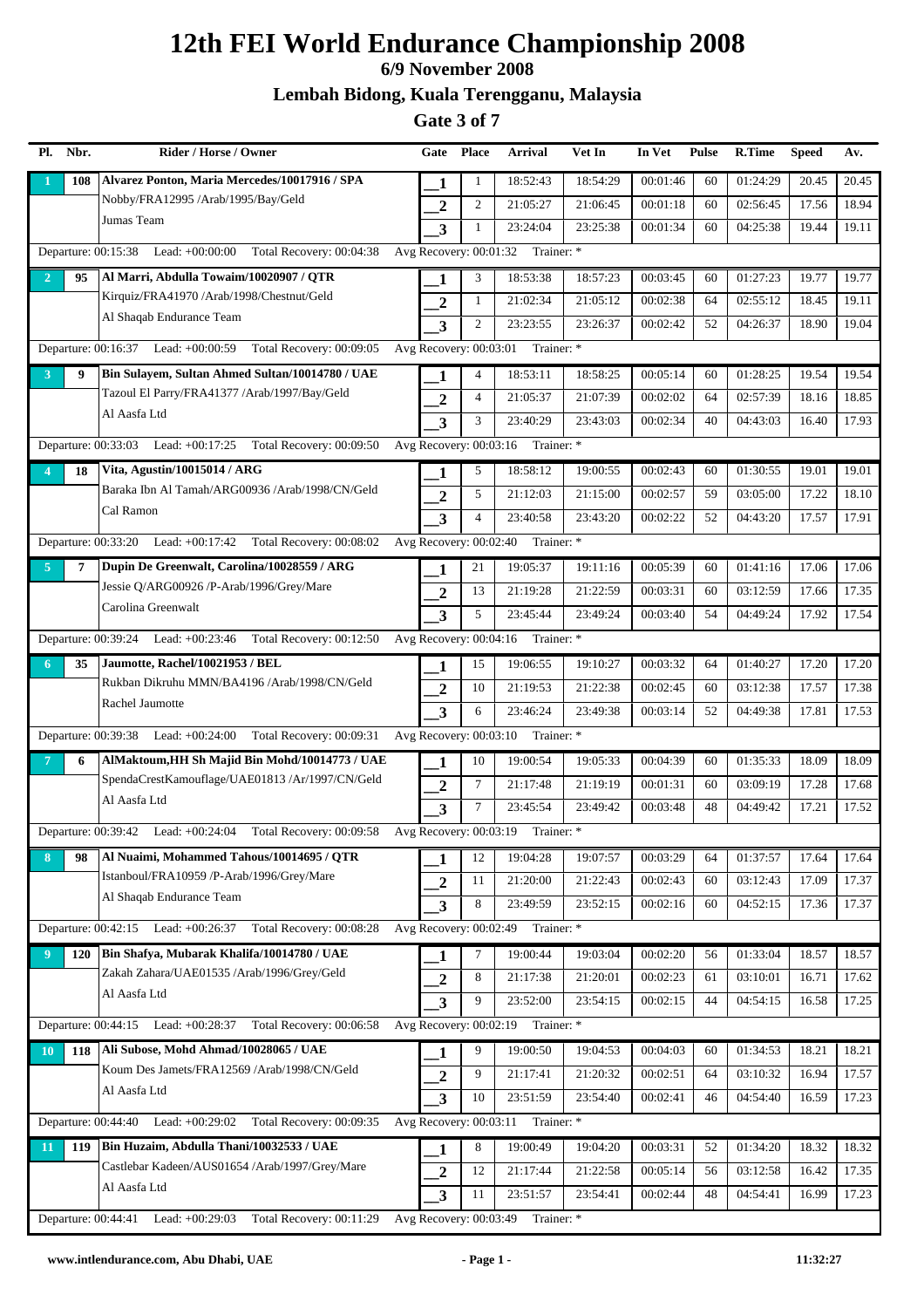# 12th FEI World Endurance Championship 2008

### 6/9 November 2008

### Lembah Bidong, Kuala Terengganu, Malaysia

### Gate 3 of 7

| Pl. | Nbr. | Rider / Horse / Owner | Gate | Place | Arrival | Vet In | In Vet | Pulse | R.Time | Speed | Av. |
|---|---|---|---|---|---|---|---|---|---|---|---|
| 1 | 108 | Alvarez Ponton, Maria Mercedes/10017916 / SPA | 1 | 1 | 18:52:43 | 18:54:29 | 00:01:46 | 60 | 01:24:29 | 20.45 | 20.45 |
| | | Nobby/FRA12995 /Arab/1995/Bay/Geld | 2 | 2 | 21:05:27 | 21:06:45 | 00:01:18 | 60 | 02:56:45 | 17.56 | 18.94 |
| | | Jumas Team | 3 | 1 | 23:24:04 | 23:25:38 | 00:01:34 | 60 | 04:25:38 | 19.44 | 19.11 |
| | | Departure: 00:15:38 Lead: +00:00:00 Total Recovery: 00:04:38 | Avg Recovery: 00:01:32 | Trainer: * | | | | | | | |
| 2 | 95 | Al Marri, Abdulla Towaim/10020907 / QTR | 1 | 3 | 18:53:38 | 18:57:23 | 00:03:45 | 60 | 01:27:23 | 19.77 | 19.77 |
| | | Kirquiz/FRA41970 /Arab/1998/Chestnut/Geld | 2 | 1 | 21:02:34 | 21:05:12 | 00:02:38 | 64 | 02:55:12 | 18.45 | 19.11 |
| | | Al Shaqab Endurance Team | 3 | 2 | 23:23:55 | 23:26:37 | 00:02:42 | 52 | 04:26:37 | 18.90 | 19.04 |
| | | Departure: 00:16:37 Lead: +00:00:59 Total Recovery: 00:09:05 | Avg Recovery: 00:03:01 | Trainer: * | | | | | | | |
| 3 | 9 | Bin Sulayem, Sultan Ahmed Sultan/10014780 / UAE | 1 | 4 | 18:53:11 | 18:58:25 | 00:05:14 | 60 | 01:28:25 | 19.54 | 19.54 |
| | | Tazoul El Parry/FRA41377 /Arab/1997/Bay/Geld | 2 | 4 | 21:05:37 | 21:07:39 | 00:02:02 | 64 | 02:57:39 | 18.16 | 18.85 |
| | | Al Aasfa Ltd | 3 | 3 | 23:40:29 | 23:43:03 | 00:02:34 | 40 | 04:43:03 | 16.40 | 17.93 |
| | | Departure: 00:33:03 Lead: +00:17:25 Total Recovery: 00:09:50 | Avg Recovery: 00:03:16 | Trainer: * | | | | | | | |
| 4 | 18 | Vita, Agustin/10015014 / ARG | 1 | 5 | 18:58:12 | 19:00:55 | 00:02:43 | 60 | 01:30:55 | 19.01 | 19.01 |
| | | Baraka Ibn Al Tamah/ARG00936 /Arab/1998/CN/Geld | 2 | 5 | 21:12:03 | 21:15:00 | 00:02:57 | 59 | 03:05:00 | 17.22 | 18.10 |
| | | Cal Ramon | 3 | 4 | 23:40:58 | 23:43:20 | 00:02:22 | 52 | 04:43:20 | 17.57 | 17.91 |
| | | Departure: 00:33:20 Lead: +00:17:42 Total Recovery: 00:08:02 | Avg Recovery: 00:02:40 | Trainer: * | | | | | | | |
| 5 | 7 | Dupin De Greenwalt, Carolina/10028559 / ARG | 1 | 21 | 19:05:37 | 19:11:16 | 00:05:39 | 60 | 01:41:16 | 17.06 | 17.06 |
| | | Jessie Q/ARG00926 /P-Arab/1996/Grey/Mare | 2 | 13 | 21:19:28 | 21:22:59 | 00:03:31 | 60 | 03:12:59 | 17.66 | 17.35 |
| | | Carolina Greenwalt | 3 | 5 | 23:45:44 | 23:49:24 | 00:03:40 | 54 | 04:49:24 | 17.92 | 17.54 |
| | | Departure: 00:39:24 Lead: +00:23:46 Total Recovery: 00:12:50 | Avg Recovery: 00:04:16 | Trainer: * | | | | | | | |
| 6 | 35 | Jaumotte, Rachel/10021953 / BEL | 1 | 15 | 19:06:55 | 19:10:27 | 00:03:32 | 64 | 01:40:27 | 17.20 | 17.20 |
| | | Rukban Dikruhu MMN/BA4196 /Arab/1998/CN/Geld | 2 | 10 | 21:19:53 | 21:22:38 | 00:02:45 | 60 | 03:12:38 | 17.57 | 17.38 |
| | | Rachel Jaumotte | 3 | 6 | 23:46:24 | 23:49:38 | 00:03:14 | 52 | 04:49:38 | 17.81 | 17.53 |
| | | Departure: 00:39:38 Lead: +00:24:00 Total Recovery: 00:09:31 | Avg Recovery: 00:03:10 | Trainer: * | | | | | | | |
| 7 | 6 | AlMaktoum,HH Sh Majid Bin Mohd/10014773 / UAE | 1 | 10 | 19:00:54 | 19:05:33 | 00:04:39 | 60 | 01:35:33 | 18.09 | 18.09 |
| | | SpendaCrestKamouflage/UAE01813 /Ar/1997/CN/Geld | 2 | 7 | 21:17:48 | 21:19:19 | 00:01:31 | 60 | 03:09:19 | 17.28 | 17.68 |
| | | Al Aasfa Ltd | 3 | 7 | 23:45:54 | 23:49:42 | 00:03:48 | 48 | 04:49:42 | 17.21 | 17.52 |
| | | Departure: 00:39:42 Lead: +00:24:04 Total Recovery: 00:09:58 | Avg Recovery: 00:03:19 | Trainer: * | | | | | | | |
| 8 | 98 | Al Nuaimi, Mohammed Tahous/10014695 / QTR | 1 | 12 | 19:04:28 | 19:07:57 | 00:03:29 | 64 | 01:37:57 | 17.64 | 17.64 |
| | | Istanboul/FRA10959 /P-Arab/1996/Grey/Mare | 2 | 11 | 21:20:00 | 21:22:43 | 00:02:43 | 60 | 03:12:43 | 17.09 | 17.37 |
| | | Al Shaqab Endurance Team | 3 | 8 | 23:49:59 | 23:52:15 | 00:02:16 | 60 | 04:52:15 | 17.36 | 17.37 |
| | | Departure: 00:42:15 Lead: +00:26:37 Total Recovery: 00:08:28 | Avg Recovery: 00:02:49 | Trainer: * | | | | | | | |
| 9 | 120 | Bin Shafya, Mubarak Khalifa/10014780 / UAE | 1 | 7 | 19:00:44 | 19:03:04 | 00:02:20 | 56 | 01:33:04 | 18.57 | 18.57 |
| | | Zakah Zahara/UAE01535 /Arab/1996/Grey/Geld | 2 | 8 | 21:17:38 | 21:20:01 | 00:02:23 | 61 | 03:10:01 | 16.71 | 17.62 |
| | | Al Aasfa Ltd | 3 | 9 | 23:52:00 | 23:54:15 | 00:02:15 | 44 | 04:54:15 | 16.58 | 17.25 |
| | | Departure: 00:44:15 Lead: +00:28:37 Total Recovery: 00:06:58 | Avg Recovery: 00:02:19 | Trainer: * | | | | | | | |
| 10 | 118 | Ali Subose, Mohd Ahmad/10028065 / UAE | 1 | 9 | 19:00:50 | 19:04:53 | 00:04:03 | 60 | 01:34:53 | 18.21 | 18.21 |
| | | Koum Des Jamets/FRA12569 /Arab/1998/CN/Geld | 2 | 9 | 21:17:41 | 21:20:32 | 00:02:51 | 64 | 03:10:32 | 16.94 | 17.57 |
| | | Al Aasfa Ltd | 3 | 10 | 23:51:59 | 23:54:40 | 00:02:41 | 46 | 04:54:40 | 16.59 | 17.23 |
| | | Departure: 00:44:40 Lead: +00:29:02 Total Recovery: 00:09:35 | Avg Recovery: 00:03:11 | Trainer: * | | | | | | | |
| 11 | 119 | Bin Huzaim, Abdulla Thani/10032533 / UAE | 1 | 8 | 19:00:49 | 19:04:20 | 00:03:31 | 52 | 01:34:20 | 18.32 | 18.32 |
| | | Castlebar Kadeen/AUS01654 /Arab/1997/Grey/Mare | 2 | 12 | 21:17:44 | 21:22:58 | 00:05:14 | 56 | 03:12:58 | 16.42 | 17.35 |
| | | Al Aasfa Ltd | 3 | 11 | 23:51:57 | 23:54:41 | 00:02:44 | 48 | 04:54:41 | 16.99 | 17.23 |
| | | Departure: 00:44:41 Lead: +00:29:03 Total Recovery: 00:11:29 | Avg Recovery: 00:03:49 | Trainer: * | | | | | | | |

www.intlendurance.com, Abu Dhabi, UAE

11:32:27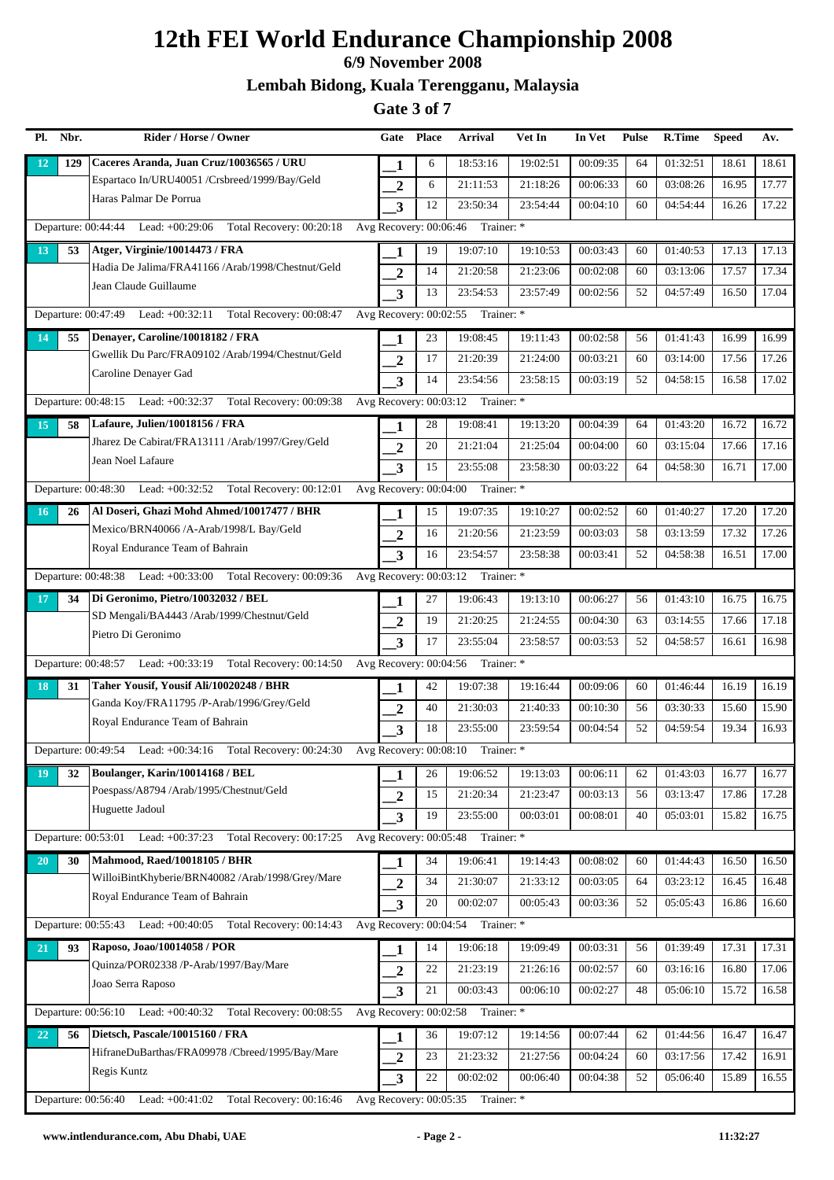# 12th FEI World Endurance Championship 2008

**6/9 November 2008**

**Lembah Bidong, Kuala Terengganu, Malaysia**

**Gate 3 of 7**

| Pl. | Nbr. | Rider / Horse / Owner | Gate | Place | Arrival | Vet In | In Vet | Pulse | R.Time | Speed | Av. |
|---|---|---|---|---|---|---|---|---|---|---|---|
| 12 | 129 | **Caceres Aranda, Juan Cruz/10036565 / URU** | 1 | 6 | 18:53:16 | 19:02:51 | 00:09:35 | 64 | 01:32:51 | 18.61 | 18.61 |
| | | Espartaco In/URU40051 /Crsbreed/1999/Bay/Geld | 2 | 6 | 21:11:53 | 21:18:26 | 00:06:33 | 60 | 03:08:26 | 16.95 | 17.77 |
| | | Haras Palmar De Porrua | 3 | 12 | 23:50:34 | 23:54:44 | 00:04:10 | 60 | 04:54:44 | 16.26 | 17.22 |
| | | Departure: 00:44:44 Lead: +00:29:06 Total Recovery: 00:20:18 | Avg Recovery: 00:06:46 Trainer: * | | | | | | | | |
| 13 | 53 | **Atger, Virginie/10014473 / FRA** | 1 | 19 | 19:07:10 | 19:10:53 | 00:03:43 | 60 | 01:40:53 | 17.13 | 17.13 |
| | | Hadia De Jalima/FRA41166 /Arab/1998/Chestnut/Geld | 2 | 14 | 21:20:58 | 21:23:06 | 00:02:08 | 60 | 03:13:06 | 17.57 | 17.34 |
| | | Jean Claude Guillaume | 3 | 13 | 23:54:53 | 23:57:49 | 00:02:56 | 52 | 04:57:49 | 16.50 | 17.04 |
| | | Departure: 00:47:49 Lead: +00:32:11 Total Recovery: 00:08:47 | Avg Recovery: 00:02:55 Trainer: * | | | | | | | | |
| 14 | 55 | **Denayer, Caroline/10018182 / FRA** | 1 | 23 | 19:08:45 | 19:11:43 | 00:02:58 | 56 | 01:41:43 | 16.99 | 16.99 |
| | | Gwellik Du Parc/FRA09102 /Arab/1994/Chestnut/Geld | 2 | 17 | 21:20:39 | 21:24:00 | 00:03:21 | 60 | 03:14:00 | 17.56 | 17.26 |
| | | Caroline Denayer Gad | 3 | 14 | 23:54:56 | 23:58:15 | 00:03:19 | 52 | 04:58:15 | 16.58 | 17.02 |
| | | Departure: 00:48:15 Lead: +00:32:37 Total Recovery: 00:09:38 | Avg Recovery: 00:03:12 Trainer: * | | | | | | | | |
| 15 | 58 | **Lafaure, Julien/10018156 / FRA** | 1 | 28 | 19:08:41 | 19:13:20 | 00:04:39 | 64 | 01:43:20 | 16.72 | 16.72 |
| | | Jharez De Cabirat/FRA13111 /Arab/1997/Grey/Geld | 2 | 20 | 21:21:04 | 21:25:04 | 00:04:00 | 60 | 03:15:04 | 17.66 | 17.16 |
| | | Jean Noel Lafaure | 3 | 15 | 23:55:08 | 23:58:30 | 00:03:22 | 64 | 04:58:30 | 16.71 | 17.00 |
| | | Departure: 00:48:30 Lead: +00:32:52 Total Recovery: 00:12:01 | Avg Recovery: 00:04:00 Trainer: * | | | | | | | | |
| 16 | 26 | **Al Doseri, Ghazi Mohd Ahmed/10017477 / BHR** | 1 | 15 | 19:07:35 | 19:10:27 | 00:02:52 | 60 | 01:40:27 | 17.20 | 17.20 |
| | | Mexico/BRN40066 /A-Arab/1998/L Bay/Geld | 2 | 16 | 21:20:56 | 21:23:59 | 00:03:03 | 58 | 03:13:59 | 17.32 | 17.26 |
| | | Royal Endurance Team of Bahrain | 3 | 16 | 23:54:57 | 23:58:38 | 00:03:41 | 52 | 04:58:38 | 16.51 | 17.00 |
| | | Departure: 00:48:38 Lead: +00:33:00 Total Recovery: 00:09:36 | Avg Recovery: 00:03:12 Trainer: * | | | | | | | | |
| 17 | 34 | **Di Geronimo, Pietro/10032032 / BEL** | 1 | 27 | 19:06:43 | 19:13:10 | 00:06:27 | 56 | 01:43:10 | 16.75 | 16.75 |
| | | SD Mengali/BA4443 /Arab/1999/Chestnut/Geld | 2 | 19 | 21:20:25 | 21:24:55 | 00:04:30 | 63 | 03:14:55 | 17.66 | 17.18 |
| | | Pietro Di Geronimo | 3 | 17 | 23:55:04 | 23:58:57 | 00:03:53 | 52 | 04:58:57 | 16.61 | 16.98 |
| | | Departure: 00:48:57 Lead: +00:33:19 Total Recovery: 00:14:50 | Avg Recovery: 00:04:56 Trainer: * | | | | | | | | |
| 18 | 31 | **Taher Yousif, Yousif Ali/10020248 / BHR** | 1 | 42 | 19:07:38 | 19:16:44 | 00:09:06 | 60 | 01:46:44 | 16.19 | 16.19 |
| | | Ganda Koy/FRA11795 /P-Arab/1996/Grey/Geld | 2 | 40 | 21:30:03 | 21:40:33 | 00:10:30 | 56 | 03:30:33 | 15.60 | 15.90 |
| | | Royal Endurance Team of Bahrain | 3 | 18 | 23:55:00 | 23:59:54 | 00:04:54 | 52 | 04:59:54 | 19.34 | 16.93 |
| | | Departure: 00:49:54 Lead: +00:34:16 Total Recovery: 00:24:30 | Avg Recovery: 00:08:10 Trainer: * | | | | | | | | |
| 19 | 32 | **Boulanger, Karin/10014168 / BEL** | 1 | 26 | 19:06:52 | 19:13:03 | 00:06:11 | 62 | 01:43:03 | 16.77 | 16.77 |
| | | Poespass/A8794 /Arab/1995/Chestnut/Geld | 2 | 15 | 21:20:34 | 21:23:47 | 00:03:13 | 56 | 03:13:47 | 17.86 | 17.28 |
| | | Huguette Jadoul | 3 | 19 | 23:55:00 | 00:03:01 | 00:08:01 | 40 | 05:03:01 | 15.82 | 16.75 |
| | | Departure: 00:53:01 Lead: +00:37:23 Total Recovery: 00:17:25 | Avg Recovery: 00:05:48 Trainer: * | | | | | | | | |
| 20 | 30 | **Mahmood, Raed/10018105 / BHR** | 1 | 34 | 19:06:41 | 19:14:43 | 00:08:02 | 60 | 01:44:43 | 16.50 | 16.50 |
| | | WilloiBintKhyberie/BRN40082 /Arab/1998/Grey/Mare | 2 | 34 | 21:30:07 | 21:33:12 | 00:03:05 | 64 | 03:23:12 | 16.45 | 16.48 |
| | | Royal Endurance Team of Bahrain | 3 | 20 | 00:02:07 | 00:05:43 | 00:03:36 | 52 | 05:05:43 | 16.86 | 16.60 |
| | | Departure: 00:55:43 Lead: +00:40:05 Total Recovery: 00:14:43 | Avg Recovery: 00:04:54 Trainer: * | | | | | | | | |
| 21 | 93 | **Raposo, Joao/10014058 / POR** | 1 | 14 | 19:06:18 | 19:09:49 | 00:03:31 | 56 | 01:39:49 | 17.31 | 17.31 |
| | | Quinza/POR02338 /P-Arab/1997/Bay/Mare | 2 | 22 | 21:23:19 | 21:26:16 | 00:02:57 | 60 | 03:16:16 | 16.80 | 17.06 |
| | | Joao Serra Raposo | 3 | 21 | 00:03:43 | 00:06:10 | 00:02:27 | 48 | 05:06:10 | 15.72 | 16.58 |
| | | Departure: 00:56:10 Lead: +00:40:32 Total Recovery: 00:08:55 | Avg Recovery: 00:02:58 Trainer: * | | | | | | | | |
| 22 | 56 | **Dietsch, Pascale/10015160 / FRA** | 1 | 36 | 19:07:12 | 19:14:56 | 00:07:44 | 62 | 01:44:56 | 16.47 | 16.47 |
| | | HifraneDuBarthas/FRA09978 /Cbreed/1995/Bay/Mare | 2 | 23 | 21:23:32 | 21:27:56 | 00:04:24 | 60 | 03:17:56 | 17.42 | 16.91 |
| | | Regis Kuntz | 3 | 22 | 00:02:02 | 00:06:40 | 00:04:38 | 52 | 05:06:40 | 15.89 | 16.55 |
| | | Departure: 00:56:40 Lead: +00:41:02 Total Recovery: 00:16:46 | Avg Recovery: 00:05:35 Trainer: * | | | | | | | | |

www.intlendurance.com, Abu Dhabi, UAE — 11:32:27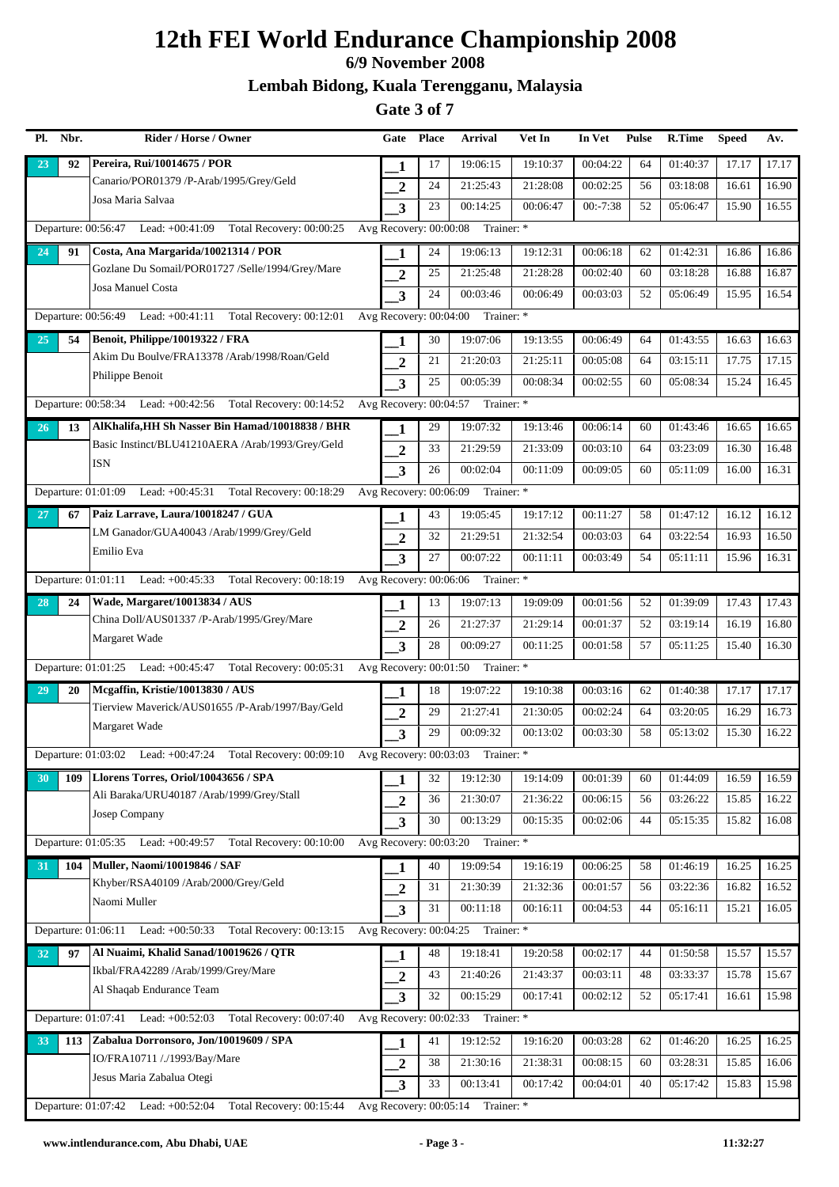# 12th FEI World Endurance Championship 2008

**6/9 November 2008**

**Lembah Bidong, Kuala Terengganu, Malaysia**

**Gate 3 of 7**

| Pl. | Nbr. | Rider / Horse / Owner | Gate | Place | Arrival | Vet In | In Vet | Pulse | R.Time | Speed | Av. |
|---|---|---|---|---|---|---|---|---|---|---|---|
| 23 | 92 | **Pereira, Rui/10014675 / POR** | 1 | 17 | 19:06:15 | 19:10:37 | 00:04:22 | 64 | 01:40:37 | 17.17 | 17.17 |
| | | Canario/POR01379 /P-Arab/1995/Grey/Geld | 2 | 24 | 21:25:43 | 21:28:08 | 00:02:25 | 56 | 03:18:08 | 16.61 | 16.90 |
| | | Josa Maria Salvaa | 3 | 23 | 00:14:25 | 00:06:47 | 00:-7:38 | 52 | 05:06:47 | 15.90 | 16.55 |
| | | Departure: 00:56:47 Lead: +00:41:09 Total Recovery: 00:00:25 | Avg Recovery: 00:00:08 | Trainer: * | | | | | | | |
| 24 | 91 | **Costa, Ana Margarida/10021314 / POR** | 1 | 24 | 19:06:13 | 19:12:31 | 00:06:18 | 62 | 01:42:31 | 16.86 | 16.86 |
| | | Gozlane Du Somail/POR01727 /Selle/1994/Grey/Mare | 2 | 25 | 21:25:48 | 21:28:28 | 00:02:40 | 60 | 03:18:28 | 16.88 | 16.87 |
| | | Josa Manuel Costa | 3 | 24 | 00:03:46 | 00:06:49 | 00:03:03 | 52 | 05:06:49 | 15.95 | 16.54 |
| | | Departure: 00:56:49 Lead: +00:41:11 Total Recovery: 00:12:01 | Avg Recovery: 00:04:00 | Trainer: * | | | | | | | |
| 25 | 54 | **Benoit, Philippe/10019322 / FRA** | 1 | 30 | 19:07:06 | 19:13:55 | 00:06:49 | 64 | 01:43:55 | 16.63 | 16.63 |
| | | Akim Du Boulve/FRA13378 /Arab/1998/Roan/Geld | 2 | 21 | 21:20:03 | 21:25:11 | 00:05:08 | 64 | 03:15:11 | 17.75 | 17.15 |
| | | Philippe Benoit | 3 | 25 | 00:05:39 | 00:08:34 | 00:02:55 | 60 | 05:08:34 | 15.24 | 16.45 |
| | | Departure: 00:58:34 Lead: +00:42:56 Total Recovery: 00:14:52 | Avg Recovery: 00:04:57 | Trainer: * | | | | | | | |
| 26 | 13 | **AlKhalifa,HH Sh Nasser Bin Hamad/10018838 / BHR** | 1 | 29 | 19:07:32 | 19:13:46 | 00:06:14 | 60 | 01:43:46 | 16.65 | 16.65 |
| | | Basic Instinct/BLU41210AERA /Arab/1993/Grey/Geld | 2 | 33 | 21:29:59 | 21:33:09 | 00:03:10 | 64 | 03:23:09 | 16.30 | 16.48 |
| | | ISN | 3 | 26 | 00:02:04 | 00:11:09 | 00:09:05 | 60 | 05:11:09 | 16.00 | 16.31 |
| | | Departure: 01:01:09 Lead: +00:45:31 Total Recovery: 00:18:29 | Avg Recovery: 00:06:09 | Trainer: * | | | | | | | |
| 27 | 67 | **Paiz Larrave, Laura/10018247 / GUA** | 1 | 43 | 19:05:45 | 19:17:12 | 00:11:27 | 58 | 01:47:12 | 16.12 | 16.12 |
| | | LM Ganador/GUA40043 /Arab/1999/Grey/Geld | 2 | 32 | 21:29:51 | 21:32:54 | 00:03:03 | 64 | 03:22:54 | 16.93 | 16.50 |
| | | Emilio Eva | 3 | 27 | 00:07:22 | 00:11:11 | 00:03:49 | 54 | 05:11:11 | 15.96 | 16.31 |
| | | Departure: 01:01:11 Lead: +00:45:33 Total Recovery: 00:18:19 | Avg Recovery: 00:06:06 | Trainer: * | | | | | | | |
| 28 | 24 | **Wade, Margaret/10013834 / AUS** | 1 | 13 | 19:07:13 | 19:09:09 | 00:01:56 | 52 | 01:39:09 | 17.43 | 17.43 |
| | | China Doll/AUS01337 /P-Arab/1995/Grey/Mare | 2 | 26 | 21:27:37 | 21:29:14 | 00:01:37 | 52 | 03:19:14 | 16.19 | 16.80 |
| | | Margaret Wade | 3 | 28 | 00:09:27 | 00:11:25 | 00:01:58 | 57 | 05:11:25 | 15.40 | 16.30 |
| | | Departure: 01:01:25 Lead: +00:45:47 Total Recovery: 00:05:31 | Avg Recovery: 00:01:50 | Trainer: * | | | | | | | |
| 29 | 20 | **Mcgaffin, Kristie/10013830 / AUS** | 1 | 18 | 19:07:22 | 19:10:38 | 00:03:16 | 62 | 01:40:38 | 17.17 | 17.17 |
| | | Tierview Maverick/AUS01655 /P-Arab/1997/Bay/Geld | 2 | 29 | 21:27:41 | 21:30:05 | 00:02:24 | 64 | 03:20:05 | 16.29 | 16.73 |
| | | Margaret Wade | 3 | 29 | 00:09:32 | 00:13:02 | 00:03:30 | 58 | 05:13:02 | 15.30 | 16.22 |
| | | Departure: 01:03:02 Lead: +00:47:24 Total Recovery: 00:09:10 | Avg Recovery: 00:03:03 | Trainer: * | | | | | | | |
| 30 | 109 | **Llorens Torres, Oriol/10043656 / SPA** | 1 | 32 | 19:12:30 | 19:14:09 | 00:01:39 | 60 | 01:44:09 | 16.59 | 16.59 |
| | | Ali Baraka/URU40187 /Arab/1999/Grey/Stall | 2 | 36 | 21:30:07 | 21:36:22 | 00:06:15 | 56 | 03:26:22 | 15.85 | 16.22 |
| | | Josep Company | 3 | 30 | 00:13:29 | 00:15:35 | 00:02:06 | 44 | 05:15:35 | 15.82 | 16.08 |
| | | Departure: 01:05:35 Lead: +00:49:57 Total Recovery: 00:10:00 | Avg Recovery: 00:03:20 | Trainer: * | | | | | | | |
| 31 | 104 | **Muller, Naomi/10019846 / SAF** | 1 | 40 | 19:09:54 | 19:16:19 | 00:06:25 | 58 | 01:46:19 | 16.25 | 16.25 |
| | | Khyber/RSA40109 /Arab/2000/Grey/Geld | 2 | 31 | 21:30:39 | 21:32:36 | 00:01:57 | 56 | 03:22:36 | 16.82 | 16.52 |
| | | Naomi Muller | 3 | 31 | 00:11:18 | 00:16:11 | 00:04:53 | 44 | 05:16:11 | 15.21 | 16.05 |
| | | Departure: 01:06:11 Lead: +00:50:33 Total Recovery: 00:13:15 | Avg Recovery: 00:04:25 | Trainer: * | | | | | | | |
| 32 | 97 | **Al Nuaimi, Khalid Sanad/10019626 / QTR** | 1 | 48 | 19:18:41 | 19:20:58 | 00:02:17 | 44 | 01:50:58 | 15.57 | 15.57 |
| | | Ikbal/FRA42289 /Arab/1999/Grey/Mare | 2 | 43 | 21:40:26 | 21:43:37 | 00:03:11 | 48 | 03:33:37 | 15.78 | 15.67 |
| | | Al Shaqab Endurance Team | 3 | 32 | 00:15:29 | 00:17:41 | 00:02:12 | 52 | 05:17:41 | 16.61 | 15.98 |
| | | Departure: 01:07:41 Lead: +00:52:03 Total Recovery: 00:07:40 | Avg Recovery: 00:02:33 | Trainer: * | | | | | | | |
| 33 | 113 | **Zabalua Dorronsoro, Jon/10019609 / SPA** | 1 | 41 | 19:12:52 | 19:16:20 | 00:03:28 | 62 | 01:46:20 | 16.25 | 16.25 |
| | | IO/FRA10711 /./1993/Bay/Mare | 2 | 38 | 21:30:16 | 21:38:31 | 00:08:15 | 60 | 03:28:31 | 15.85 | 16.06 |
| | | Jesus Maria Zabalua Otegi | 3 | 33 | 00:13:41 | 00:17:42 | 00:04:01 | 40 | 05:17:42 | 15.83 | 15.98 |
| | | Departure: 01:07:42 Lead: +00:52:04 Total Recovery: 00:15:44 | Avg Recovery: 00:05:14 | Trainer: * | | | | | | | |

www.intlendurance.com, Abu Dhabi, UAE — 11:32:27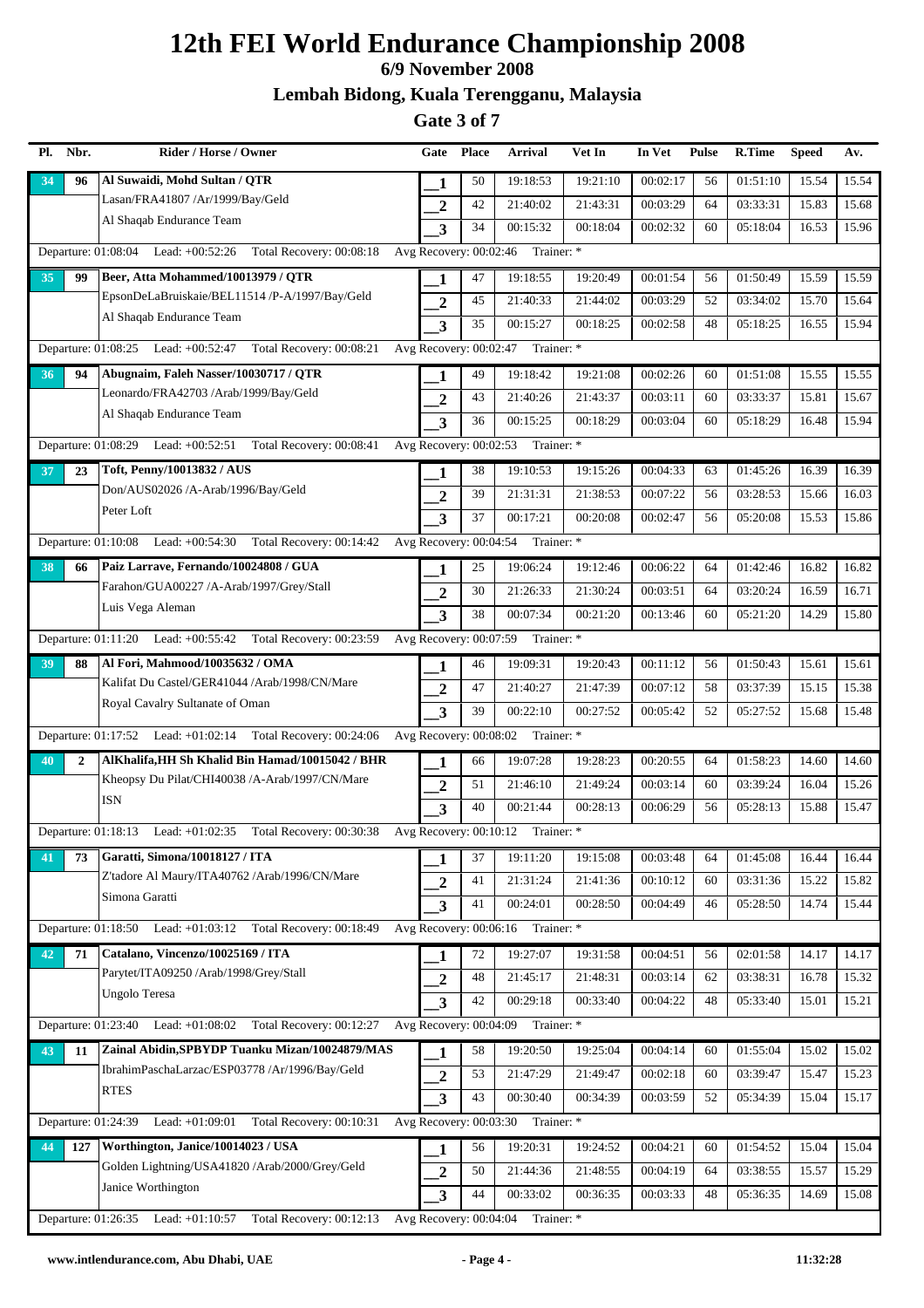# 12th FEI World Endurance Championship 2008

**6/9 November 2008**

**Lembah Bidong, Kuala Terengganu, Malaysia**

**Gate 3 of 7**

| Pl. | Nbr. | Rider / Horse / Owner | Gate | Place | Arrival | Vet In | In Vet | Pulse | R.Time | Speed | Av. |
|---|---|---|---|---|---|---|---|---|---|---|---|
| 34 | 96 | Al Suwaidi, Mohd Sultan / QTR | 1 | 50 | 19:18:53 | 19:21:10 | 00:02:17 | 56 | 01:51:10 | 15.54 | 15.54 |
| | | Lasan/FRA41807 /Ar/1999/Bay/Geld | 2 | 42 | 21:40:02 | 21:43:31 | 00:03:29 | 64 | 03:33:31 | 15.83 | 15.68 |
| | | Al Shaqab Endurance Team | 3 | 34 | 00:15:32 | 00:18:04 | 00:02:32 | 60 | 05:18:04 | 16.53 | 15.96 |
| | | Departure: 01:08:04 Lead: +00:52:26 Total Recovery: 00:08:18 | Avg Recovery: 00:02:46 | Trainer: * | | | | | | | |
| 35 | 99 | Beer, Atta Mohammed/10013979 / QTR | 1 | 47 | 19:18:55 | 19:20:49 | 00:01:54 | 56 | 01:50:49 | 15.59 | 15.59 |
| | | EpsonDeLaBruiskaie/BEL11514 /P-A/1997/Bay/Geld | 2 | 45 | 21:40:33 | 21:44:02 | 00:03:29 | 52 | 03:34:02 | 15.70 | 15.64 |
| | | Al Shaqab Endurance Team | 3 | 35 | 00:15:27 | 00:18:25 | 00:02:58 | 48 | 05:18:25 | 16.55 | 15.94 |
| | | Departure: 01:08:25 Lead: +00:52:47 Total Recovery: 00:08:21 | Avg Recovery: 00:02:47 | Trainer: * | | | | | | | |
| 36 | 94 | Abugnaim, Faleh Nasser/10030717 / QTR | 1 | 49 | 19:18:42 | 19:21:08 | 00:02:26 | 60 | 01:51:08 | 15.55 | 15.55 |
| | | Leonardo/FRA42703 /Arab/1999/Bay/Geld | 2 | 43 | 21:40:26 | 21:43:37 | 00:03:11 | 60 | 03:33:37 | 15.81 | 15.67 |
| | | Al Shaqab Endurance Team | 3 | 36 | 00:15:25 | 00:18:29 | 00:03:04 | 60 | 05:18:29 | 16.48 | 15.94 |
| | | Departure: 01:08:29 Lead: +00:52:51 Total Recovery: 00:08:41 | Avg Recovery: 00:02:53 | Trainer: * | | | | | | | |
| 37 | 23 | Toft, Penny/10013832 / AUS | 1 | 38 | 19:10:53 | 19:15:26 | 00:04:33 | 63 | 01:45:26 | 16.39 | 16.39 |
| | | Don/AUS02026 /A-Arab/1996/Bay/Geld | 2 | 39 | 21:31:31 | 21:38:53 | 00:07:22 | 56 | 03:28:53 | 15.66 | 16.03 |
| | | Peter Loft | 3 | 37 | 00:17:21 | 00:20:08 | 00:02:47 | 56 | 05:20:08 | 15.53 | 15.86 |
| | | Departure: 01:10:08 Lead: +00:54:30 Total Recovery: 00:14:42 | Avg Recovery: 00:04:54 | Trainer: * | | | | | | | |
| 38 | 66 | Paiz Larrave, Fernando/10024808 / GUA | 1 | 25 | 19:06:24 | 19:12:46 | 00:06:22 | 64 | 01:42:46 | 16.82 | 16.82 |
| | | Farahon/GUA00227 /A-Arab/1997/Grey/Stall | 2 | 30 | 21:26:33 | 21:30:24 | 00:03:51 | 64 | 03:20:24 | 16.59 | 16.71 |
| | | Luis Vega Aleman | 3 | 38 | 00:07:34 | 00:21:20 | 00:13:46 | 60 | 05:21:20 | 14.29 | 15.80 |
| | | Departure: 01:11:20 Lead: +00:55:42 Total Recovery: 00:23:59 | Avg Recovery: 00:07:59 | Trainer: * | | | | | | | |
| 39 | 88 | Al Fori, Mahmood/10035632 / OMA | 1 | 46 | 19:09:31 | 19:20:43 | 00:11:12 | 56 | 01:50:43 | 15.61 | 15.61 |
| | | Kalifat Du Castel/GER41044 /Arab/1998/CN/Mare | 2 | 47 | 21:40:27 | 21:47:39 | 00:07:12 | 58 | 03:37:39 | 15.15 | 15.38 |
| | | Royal Cavalry Sultanate of Oman | 3 | 39 | 00:22:10 | 00:27:52 | 00:05:42 | 52 | 05:27:52 | 15.68 | 15.48 |
| | | Departure: 01:17:52 Lead: +01:02:14 Total Recovery: 00:24:06 | Avg Recovery: 00:08:02 | Trainer: * | | | | | | | |
| 40 | 2 | AlKhalifa,HH Sh Khalid Bin Hamad/10015042 / BHR | 1 | 66 | 19:07:28 | 19:28:23 | 00:20:55 | 64 | 01:58:23 | 14.60 | 14.60 |
| | | Kheopsy Du Pilat/CHI40038 /A-Arab/1997/CN/Mare | 2 | 51 | 21:46:10 | 21:49:24 | 00:03:14 | 60 | 03:39:24 | 16.04 | 15.26 |
| | | ISN | 3 | 40 | 00:21:44 | 00:28:13 | 00:06:29 | 56 | 05:28:13 | 15.88 | 15.47 |
| | | Departure: 01:18:13 Lead: +01:02:35 Total Recovery: 00:30:38 | Avg Recovery: 00:10:12 | Trainer: * | | | | | | | |
| 41 | 73 | Garatti, Simona/10018127 / ITA | 1 | 37 | 19:11:20 | 19:15:08 | 00:03:48 | 64 | 01:45:08 | 16.44 | 16.44 |
| | | Z'tadore Al Maury/ITA40762 /Arab/1996/CN/Mare | 2 | 41 | 21:31:24 | 21:41:36 | 00:10:12 | 60 | 03:31:36 | 15.22 | 15.82 |
| | | Simona Garatti | 3 | 41 | 00:24:01 | 00:28:50 | 00:04:49 | 46 | 05:28:50 | 14.74 | 15.44 |
| | | Departure: 01:18:50 Lead: +01:03:12 Total Recovery: 00:18:49 | Avg Recovery: 00:06:16 | Trainer: * | | | | | | | |
| 42 | 71 | Catalano, Vincenzo/10025169 / ITA | 1 | 72 | 19:27:07 | 19:31:58 | 00:04:51 | 56 | 02:01:58 | 14.17 | 14.17 |
| | | Parytet/ITA09250 /Arab/1998/Grey/Stall | 2 | 48 | 21:45:17 | 21:48:31 | 00:03:14 | 62 | 03:38:31 | 16.78 | 15.32 |
| | | Ungolo Teresa | 3 | 42 | 00:29:18 | 00:33:40 | 00:04:22 | 48 | 05:33:40 | 15.01 | 15.21 |
| | | Departure: 01:23:40 Lead: +01:08:02 Total Recovery: 00:12:27 | Avg Recovery: 00:04:09 | Trainer: * | | | | | | | |
| 43 | 11 | Zainal Abidin,SPBYDP Tuanku Mizan/10024879/MAS | 1 | 58 | 19:20:50 | 19:25:04 | 00:04:14 | 60 | 01:55:04 | 15.02 | 15.02 |
| | | IbrahimPaschaLarzac/ESP03778 /Ar/1996/Bay/Geld | 2 | 53 | 21:47:29 | 21:49:47 | 00:02:18 | 60 | 03:39:47 | 15.47 | 15.23 |
| | | RTES | 3 | 43 | 00:30:40 | 00:34:39 | 00:03:59 | 52 | 05:34:39 | 15.04 | 15.17 |
| | | Departure: 01:24:39 Lead: +01:09:01 Total Recovery: 00:10:31 | Avg Recovery: 00:03:30 | Trainer: * | | | | | | | |
| 44 | 127 | Worthington, Janice/10014023 / USA | 1 | 56 | 19:20:31 | 19:24:52 | 00:04:21 | 60 | 01:54:52 | 15.04 | 15.04 |
| | | Golden Lightning/USA41820 /Arab/2000/Grey/Geld | 2 | 50 | 21:44:36 | 21:48:55 | 00:04:19 | 64 | 03:38:55 | 15.57 | 15.29 |
| | | Janice Worthington | 3 | 44 | 00:33:02 | 00:36:35 | 00:03:33 | 48 | 05:36:35 | 14.69 | 15.08 |
| | | Departure: 01:26:35 Lead: +01:10:57 Total Recovery: 00:12:13 | Avg Recovery: 00:04:04 | Trainer: * | | | | | | | |

www.intlendurance.com, Abu Dhabi, UAE - Page 4 - 11:32:28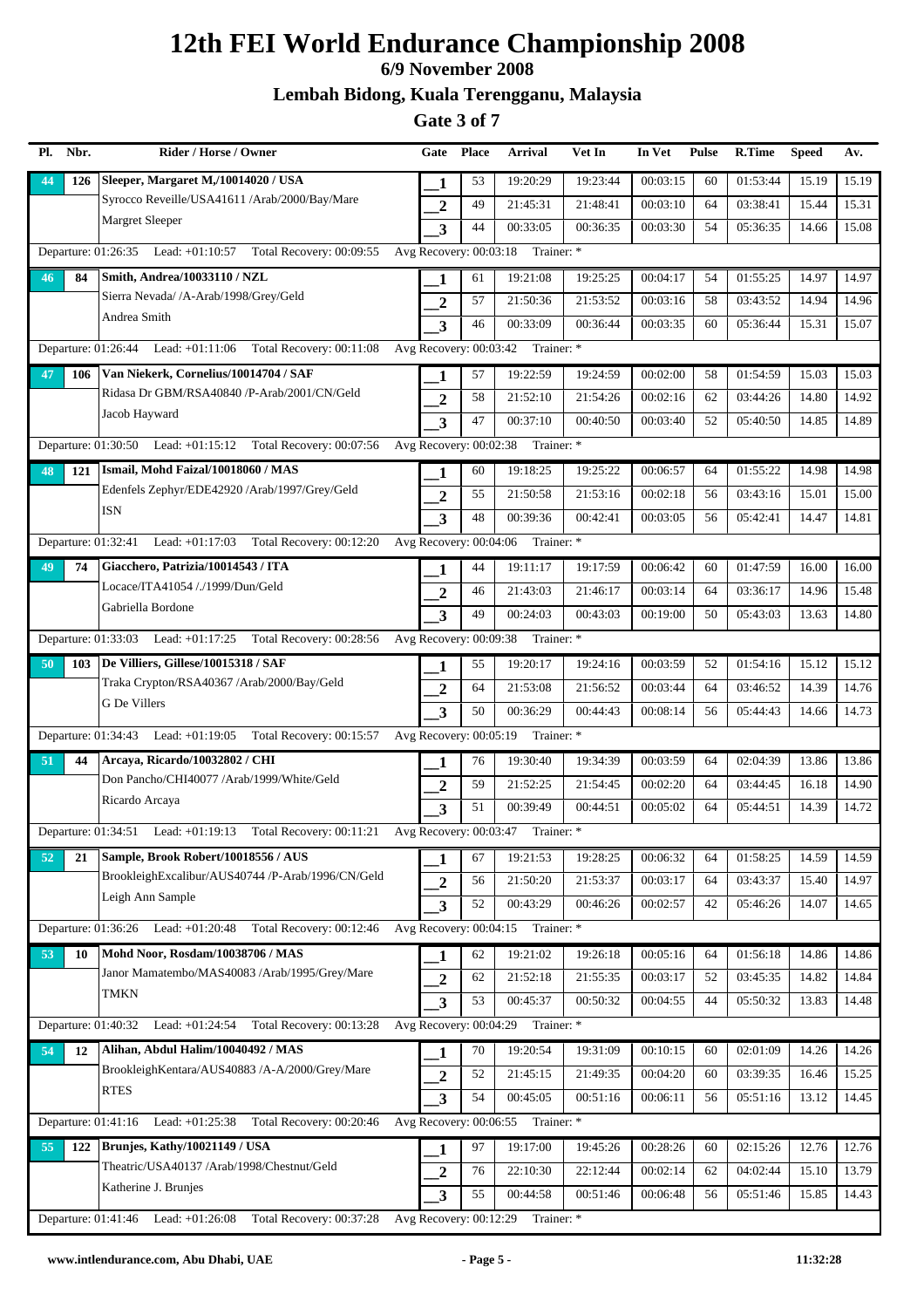# 12th FEI World Endurance Championship 2008

## 6/9 November 2008

## Lembah Bidong, Kuala Terengganu, Malaysia

## Gate 3 of 7

| Pl. | Nbr. | Rider / Horse / Owner | Gate | Place | Arrival | Vet In | In Vet | Pulse | R.Time | Speed | Av. |
|---|---|---|---|---|---|---|---|---|---|---|---|
| 44 | 126 | Sleeper, Margaret M,/10014020 / USA | 1 | 53 | 19:20:29 | 19:23:44 | 00:03:15 | 60 | 01:53:44 | 15.19 | 15.19 |
| | | Syrocco Reveille/USA41611 /Arab/2000/Bay/Mare | 2 | 49 | 21:45:31 | 21:48:41 | 00:03:10 | 64 | 03:38:41 | 15.44 | 15.31 |
| | | Margret Sleeper | 3 | 44 | 00:33:05 | 00:36:35 | 00:03:30 | 54 | 05:36:35 | 14.66 | 15.08 |
| | | Departure: 01:26:35 Lead: +01:10:57 Total Recovery: 00:09:55 | Avg Recovery: 00:03:18 Trainer: * | | | | | | | | |
| 46 | 84 | Smith, Andrea/10033110 / NZL | 1 | 61 | 19:21:08 | 19:25:25 | 00:04:17 | 54 | 01:55:25 | 14.97 | 14.97 |
| | | Sierra Nevada/ /A-Arab/1998/Grey/Geld | 2 | 57 | 21:50:36 | 21:53:52 | 00:03:16 | 58 | 03:43:52 | 14.94 | 14.96 |
| | | Andrea Smith | 3 | 46 | 00:33:09 | 00:36:44 | 00:03:35 | 60 | 05:36:44 | 15.31 | 15.07 |
| | | Departure: 01:26:44 Lead: +01:11:06 Total Recovery: 00:11:08 | Avg Recovery: 00:03:42 Trainer: * | | | | | | | | |
| 47 | 106 | Van Niekerk, Cornelius/10014704 / SAF | 1 | 57 | 19:22:59 | 19:24:59 | 00:02:00 | 58 | 01:54:59 | 15.03 | 15.03 |
| | | Ridasa Dr GBM/RSA40840 /P-Arab/2001/CN/Geld | 2 | 58 | 21:52:10 | 21:54:26 | 00:02:16 | 62 | 03:44:26 | 14.80 | 14.92 |
| | | Jacob Hayward | 3 | 47 | 00:37:10 | 00:40:50 | 00:03:40 | 52 | 05:40:50 | 14.85 | 14.89 |
| | | Departure: 01:30:50 Lead: +01:15:12 Total Recovery: 00:07:56 | Avg Recovery: 00:02:38 Trainer: * | | | | | | | | |
| 48 | 121 | Ismail, Mohd Faizal/10018060 / MAS | 1 | 60 | 19:18:25 | 19:25:22 | 00:06:57 | 64 | 01:55:22 | 14.98 | 14.98 |
| | | Edenfels Zephyr/EDE42920 /Arab/1997/Grey/Geld | 2 | 55 | 21:50:58 | 21:53:16 | 00:02:18 | 56 | 03:43:16 | 15.01 | 15.00 |
| | | ISN | 3 | 48 | 00:39:36 | 00:42:41 | 00:03:05 | 56 | 05:42:41 | 14.47 | 14.81 |
| | | Departure: 01:32:41 Lead: +01:17:03 Total Recovery: 00:12:20 | Avg Recovery: 00:04:06 Trainer: * | | | | | | | | |
| 49 | 74 | Giacchero, Patrizia/10014543 / ITA | 1 | 44 | 19:11:17 | 19:17:59 | 00:06:42 | 60 | 01:47:59 | 16.00 | 16.00 |
| | | Locace/ITA41054 /./1999/Dun/Geld | 2 | 46 | 21:43:03 | 21:46:17 | 00:03:14 | 64 | 03:36:17 | 14.96 | 15.48 |
| | | Gabriella Bordone | 3 | 49 | 00:24:03 | 00:43:03 | 00:19:00 | 50 | 05:43:03 | 13.63 | 14.80 |
| | | Departure: 01:33:03 Lead: +01:17:25 Total Recovery: 00:28:56 | Avg Recovery: 00:09:38 Trainer: * | | | | | | | | |
| 50 | 103 | De Villiers, Gillese/10015318 / SAF | 1 | 55 | 19:20:17 | 19:24:16 | 00:03:59 | 52 | 01:54:16 | 15.12 | 15.12 |
| | | Traka Crypton/RSA40367 /Arab/2000/Bay/Geld | 2 | 64 | 21:53:08 | 21:56:52 | 00:03:44 | 64 | 03:46:52 | 14.39 | 14.76 |
| | | G De Villers | 3 | 50 | 00:36:29 | 00:44:43 | 00:08:14 | 56 | 05:44:43 | 14.66 | 14.73 |
| | | Departure: 01:34:43 Lead: +01:19:05 Total Recovery: 00:15:57 | Avg Recovery: 00:05:19 Trainer: * | | | | | | | | |
| 51 | 44 | Arcaya, Ricardo/10032802 / CHI | 1 | 76 | 19:30:40 | 19:34:39 | 00:03:59 | 64 | 02:04:39 | 13.86 | 13.86 |
| | | Don Pancho/CHI40077 /Arab/1999/White/Geld | 2 | 59 | 21:52:25 | 21:54:45 | 00:02:20 | 64 | 03:44:45 | 16.18 | 14.90 |
| | | Ricardo Arcaya | 3 | 51 | 00:39:49 | 00:44:51 | 00:05:02 | 64 | 05:44:51 | 14.39 | 14.72 |
| | | Departure: 01:34:51 Lead: +01:19:13 Total Recovery: 00:11:21 | Avg Recovery: 00:03:47 Trainer: * | | | | | | | | |
| 52 | 21 | Sample, Brook Robert/10018556 / AUS | 1 | 67 | 19:21:53 | 19:28:25 | 00:06:32 | 64 | 01:58:25 | 14.59 | 14.59 |
| | | BrookleighExcalibur/AUS40744 /P-Arab/1996/CN/Geld | 2 | 56 | 21:50:20 | 21:53:37 | 00:03:17 | 64 | 03:43:37 | 15.40 | 14.97 |
| | | Leigh Ann Sample | 3 | 52 | 00:43:29 | 00:46:26 | 00:02:57 | 42 | 05:46:26 | 14.07 | 14.65 |
| | | Departure: 01:36:26 Lead: +01:20:48 Total Recovery: 00:12:46 | Avg Recovery: 00:04:15 Trainer: * | | | | | | | | |
| 53 | 10 | Mohd Noor, Rosdam/10038706 / MAS | 1 | 62 | 19:21:02 | 19:26:18 | 00:05:16 | 64 | 01:56:18 | 14.86 | 14.86 |
| | | Janor Mamatembo/MAS40083 /Arab/1995/Grey/Mare | 2 | 62 | 21:52:18 | 21:55:35 | 00:03:17 | 52 | 03:45:35 | 14.82 | 14.84 |
| | | TMKN | 3 | 53 | 00:45:37 | 00:50:32 | 00:04:55 | 44 | 05:50:32 | 13.83 | 14.48 |
| | | Departure: 01:40:32 Lead: +01:24:54 Total Recovery: 00:13:28 | Avg Recovery: 00:04:29 Trainer: * | | | | | | | | |
| 54 | 12 | Alihan, Abdul Halim/10040492 / MAS | 1 | 70 | 19:20:54 | 19:31:09 | 00:10:15 | 60 | 02:01:09 | 14.26 | 14.26 |
| | | BrookleighKentara/AUS40883 /A-A/2000/Grey/Mare | 2 | 52 | 21:45:15 | 21:49:35 | 00:04:20 | 60 | 03:39:35 | 16.46 | 15.25 |
| | | RTES | 3 | 54 | 00:45:05 | 00:51:16 | 00:06:11 | 56 | 05:51:16 | 13.12 | 14.45 |
| | | Departure: 01:41:16 Lead: +01:25:38 Total Recovery: 00:20:46 | Avg Recovery: 00:06:55 Trainer: * | | | | | | | | |
| 55 | 122 | Brunjes, Kathy/10021149 / USA | 1 | 97 | 19:17:00 | 19:45:26 | 00:28:26 | 60 | 02:15:26 | 12.76 | 12.76 |
| | | Theatric/USA40137 /Arab/1998/Chestnut/Geld | 2 | 76 | 22:10:30 | 22:12:44 | 00:02:14 | 62 | 04:02:44 | 15.10 | 13.79 |
| | | Katherine J. Brunjes | 3 | 55 | 00:44:58 | 00:51:46 | 00:06:48 | 56 | 05:51:46 | 15.85 | 14.43 |
| | | Departure: 01:41:46 Lead: +01:26:08 Total Recovery: 00:37:28 | Avg Recovery: 00:12:29 Trainer: * | | | | | | | | |

www.intlendurance.com, Abu Dhabi, UAE — 11:32:28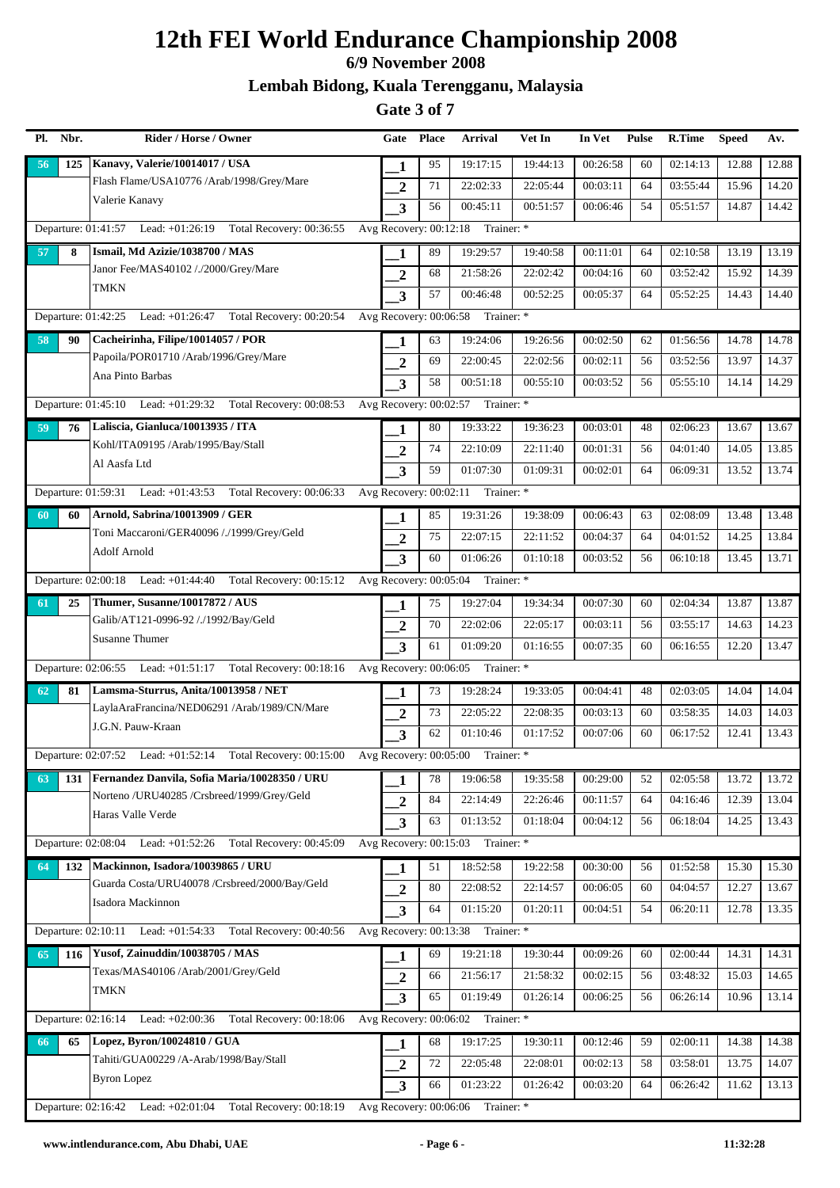# 12th FEI World Endurance Championship 2008

**6/9 November 2008**

**Lembah Bidong, Kuala Terengganu, Malaysia**

**Gate 3 of 7**

| Pl. | Nbr. | Rider / Horse / Owner | Gate | Place | Arrival | Vet In | In Vet | Pulse | R.Time | Speed | Av. |
|---|---|---|---|---|---|---|---|---|---|---|---|
| 56 | 125 | **Kanavy, Valerie/10014017 / USA** | 1 | 95 | 19:17:15 | 19:44:13 | 00:26:58 | 60 | 02:14:13 | 12.88 | 12.88 |
| | | Flash Flame/USA10776 /Arab/1998/Grey/Mare | 2 | 71 | 22:02:33 | 22:05:44 | 00:03:11 | 64 | 03:55:44 | 15.96 | 14.20 |
| | | Valerie Kanavy | 3 | 56 | 00:45:11 | 00:51:57 | 00:06:46 | 54 | 05:51:57 | 14.87 | 14.42 |
| | | Departure: 01:41:57 Lead: +01:26:19 Total Recovery: 00:36:55 | Avg Recovery: 00:12:18 Trainer: * | | | | | | | | |
| 57 | 8 | **Ismail, Md Azizie/1038700 / MAS** | 1 | 89 | 19:29:57 | 19:40:58 | 00:11:01 | 64 | 02:10:58 | 13.19 | 13.19 |
| | | Janor Fee/MAS40102 /./2000/Grey/Mare | 2 | 68 | 21:58:26 | 22:02:42 | 00:04:16 | 60 | 03:52:42 | 15.92 | 14.39 |
| | | TMKN | 3 | 57 | 00:46:48 | 00:52:25 | 00:05:37 | 64 | 05:52:25 | 14.43 | 14.40 |
| | | Departure: 01:42:25 Lead: +01:26:47 Total Recovery: 00:20:54 | Avg Recovery: 00:06:58 Trainer: * | | | | | | | | |
| 58 | 90 | **Cacheirinha, Filipe/10014057 / POR** | 1 | 63 | 19:24:06 | 19:26:56 | 00:02:50 | 62 | 01:56:56 | 14.78 | 14.78 |
| | | Papoila/POR01710 /Arab/1996/Grey/Mare | 2 | 69 | 22:00:45 | 22:02:56 | 00:02:11 | 56 | 03:52:56 | 13.97 | 14.37 |
| | | Ana Pinto Barbas | 3 | 58 | 00:51:18 | 00:55:10 | 00:03:52 | 56 | 05:55:10 | 14.14 | 14.29 |
| | | Departure: 01:45:10 Lead: +01:29:32 Total Recovery: 00:08:53 | Avg Recovery: 00:02:57 Trainer: * | | | | | | | | |
| 59 | 76 | **Laliscia, Gianluca/10013935 / ITA** | 1 | 80 | 19:33:22 | 19:36:23 | 00:03:01 | 48 | 02:06:23 | 13.67 | 13.67 |
| | | Kohl/ITA09195 /Arab/1995/Bay/Stall | 2 | 74 | 22:10:09 | 22:11:40 | 00:01:31 | 56 | 04:01:40 | 14.05 | 13.85 |
| | | Al Aasfa Ltd | 3 | 59 | 01:07:30 | 01:09:31 | 00:02:01 | 64 | 06:09:31 | 13.52 | 13.74 |
| | | Departure: 01:59:31 Lead: +01:43:53 Total Recovery: 00:06:33 | Avg Recovery: 00:02:11 Trainer: * | | | | | | | | |
| 60 | 60 | **Arnold, Sabrina/10013909 / GER** | 1 | 85 | 19:31:26 | 19:38:09 | 00:06:43 | 63 | 02:08:09 | 13.48 | 13.48 |
| | | Toni Maccaroni/GER40096 /./1999/Grey/Geld | 2 | 75 | 22:07:15 | 22:11:52 | 00:04:37 | 64 | 04:01:52 | 14.25 | 13.84 |
| | | Adolf Arnold | 3 | 60 | 01:06:26 | 01:10:18 | 00:03:52 | 56 | 06:10:18 | 13.45 | 13.71 |
| | | Departure: 02:00:18 Lead: +01:44:40 Total Recovery: 00:15:12 | Avg Recovery: 00:05:04 Trainer: * | | | | | | | | |
| 61 | 25 | **Thumer, Susanne/10017872 / AUS** | 1 | 75 | 19:27:04 | 19:34:34 | 00:07:30 | 60 | 02:04:34 | 13.87 | 13.87 |
| | | Galib/AT121-0996-92 /./1992/Bay/Geld | 2 | 70 | 22:02:06 | 22:05:17 | 00:03:11 | 56 | 03:55:17 | 14.63 | 14.23 |
| | | Susanne Thumer | 3 | 61 | 01:09:20 | 01:16:55 | 00:07:35 | 60 | 06:16:55 | 12.20 | 13.47 |
| | | Departure: 02:06:55 Lead: +01:51:17 Total Recovery: 00:18:16 | Avg Recovery: 00:06:05 Trainer: * | | | | | | | | |
| 62 | 81 | **Lamsma-Sturrus, Anita/10013958 / NET** | 1 | 73 | 19:28:24 | 19:33:05 | 00:04:41 | 48 | 02:03:05 | 14.04 | 14.04 |
| | | LaylaAraFrancina/NED06291 /Arab/1989/CN/Mare | 2 | 73 | 22:05:22 | 22:08:35 | 00:03:13 | 60 | 03:58:35 | 14.03 | 14.03 |
| | | J.G.N. Pauw-Kraan | 3 | 62 | 01:10:46 | 01:17:52 | 00:07:06 | 60 | 06:17:52 | 12.41 | 13.43 |
| | | Departure: 02:07:52 Lead: +01:52:14 Total Recovery: 00:15:00 | Avg Recovery: 00:05:00 Trainer: * | | | | | | | | |
| 63 | 131 | **Fernandez Danvila, Sofia Maria/10028350 / URU** | 1 | 78 | 19:06:58 | 19:35:58 | 00:29:00 | 52 | 02:05:58 | 13.72 | 13.72 |
| | | Norteno /URU40285 /Crsbreed/1999/Grey/Geld | 2 | 84 | 22:14:49 | 22:26:46 | 00:11:57 | 64 | 04:16:46 | 12.39 | 13.04 |
| | | Haras Valle Verde | 3 | 63 | 01:13:52 | 01:18:04 | 00:04:12 | 56 | 06:18:04 | 14.25 | 13.43 |
| | | Departure: 02:08:04 Lead: +01:52:26 Total Recovery: 00:45:09 | Avg Recovery: 00:15:03 Trainer: * | | | | | | | | |
| 64 | 132 | **Mackinnon, Isadora/10039865 / URU** | 1 | 51 | 18:52:58 | 19:22:58 | 00:30:00 | 56 | 01:52:58 | 15.30 | 15.30 |
| | | Guarda Costa/URU40078 /Crsbreed/2000/Bay/Geld | 2 | 80 | 22:08:52 | 22:14:57 | 00:06:05 | 60 | 04:04:57 | 12.27 | 13.67 |
| | | Isadora Mackinnon | 3 | 64 | 01:15:20 | 01:20:11 | 00:04:51 | 54 | 06:20:11 | 12.78 | 13.35 |
| | | Departure: 02:10:11 Lead: +01:54:33 Total Recovery: 00:40:56 | Avg Recovery: 00:13:38 Trainer: * | | | | | | | | |
| 65 | 116 | **Yusof, Zainuddin/10038705 / MAS** | 1 | 69 | 19:21:18 | 19:30:44 | 00:09:26 | 60 | 02:00:44 | 14.31 | 14.31 |
| | | Texas/MAS40106 /Arab/2001/Grey/Geld | 2 | 66 | 21:56:17 | 21:58:32 | 00:02:15 | 56 | 03:48:32 | 15.03 | 14.65 |
| | | TMKN | 3 | 65 | 01:19:49 | 01:26:14 | 00:06:25 | 56 | 06:26:14 | 10.96 | 13.14 |
| | | Departure: 02:16:14 Lead: +02:00:36 Total Recovery: 00:18:06 | Avg Recovery: 00:06:02 Trainer: * | | | | | | | | |
| 66 | 65 | **Lopez, Byron/10024810 / GUA** | 1 | 68 | 19:17:25 | 19:30:11 | 00:12:46 | 59 | 02:00:11 | 14.38 | 14.38 |
| | | Tahiti/GUA00229 /A-Arab/1998/Bay/Stall | 2 | 72 | 22:05:48 | 22:08:01 | 00:02:13 | 58 | 03:58:01 | 13.75 | 14.07 |
| | | Byron Lopez | 3 | 66 | 01:23:22 | 01:26:42 | 00:03:20 | 64 | 06:26:42 | 11.62 | 13.13 |
| | | Departure: 02:16:42 Lead: +02:01:04 Total Recovery: 00:18:19 | Avg Recovery: 00:06:06 Trainer: * | | | | | | | | |

www.intlendurance.com, Abu Dhabi, UAE 11:32:28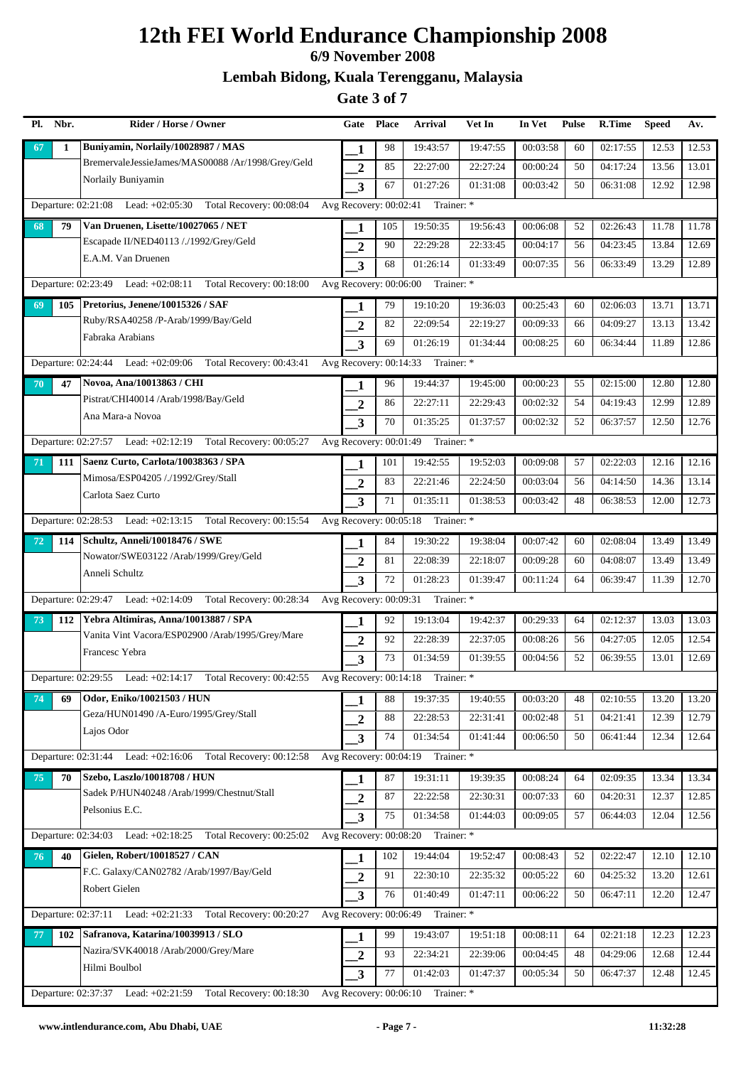# 12th FEI World Endurance Championship 2008

## 6/9 November 2008

## Lembah Bidong, Kuala Terengganu, Malaysia

## Gate 3 of 7

| Pl. | Nbr. | Rider / Horse / Owner | Gate | Place | Arrival | Vet In | In Vet | Pulse | R.Time | Speed | Av. |
|---|---|---|---|---|---|---|---|---|---|---|---|
| 67 | 1 | Buniyamin, Norlaily/10028987 / MAS | 1 | 98 | 19:43:57 | 19:47:55 | 00:03:58 | 60 | 02:17:55 | 12.53 | 12.53 |
| | | BremervaleJessieJames/MAS00088 /Ar/1998/Grey/Geld | 2 | 85 | 22:27:00 | 22:27:24 | 00:00:24 | 50 | 04:17:24 | 13.56 | 13.01 |
| | | Norlaily Buniyamin | 3 | 67 | 01:27:26 | 01:31:08 | 00:03:42 | 50 | 06:31:08 | 12.92 | 12.98 |
| | | Departure: 02:21:08 Lead: +02:05:30 Total Recovery: 00:08:04 | Avg Recovery: 00:02:41 | Trainer: * | | | | | | | |
| 68 | 79 | Van Druenen, Lisette/10027065 / NET | 1 | 105 | 19:50:35 | 19:56:43 | 00:06:08 | 52 | 02:26:43 | 11.78 | 11.78 |
| | | Escapade II/NED40113 /./1992/Grey/Geld | 2 | 90 | 22:29:28 | 22:33:45 | 00:04:17 | 56 | 04:23:45 | 13.84 | 12.69 |
| | | E.A.M. Van Druenen | 3 | 68 | 01:26:14 | 01:33:49 | 00:07:35 | 56 | 06:33:49 | 13.29 | 12.89 |
| | | Departure: 02:23:49 Lead: +02:08:11 Total Recovery: 00:18:00 | Avg Recovery: 00:06:00 | Trainer: * | | | | | | | |
| 69 | 105 | Pretorius, Jenene/10015326 / SAF | 1 | 79 | 19:10:20 | 19:36:03 | 00:25:43 | 60 | 02:06:03 | 13.71 | 13.71 |
| | | Ruby/RSA40258 /P-Arab/1999/Bay/Geld | 2 | 82 | 22:09:54 | 22:19:27 | 00:09:33 | 66 | 04:09:27 | 13.13 | 13.42 |
| | | Fabraka Arabians | 3 | 69 | 01:26:19 | 01:34:44 | 00:08:25 | 60 | 06:34:44 | 11.89 | 12.86 |
| | | Departure: 02:24:44 Lead: +02:09:06 Total Recovery: 00:43:41 | Avg Recovery: 00:14:33 | Trainer: * | | | | | | | |
| 70 | 47 | Novoa, Ana/10013863 / CHI | 1 | 96 | 19:44:37 | 19:45:00 | 00:00:23 | 55 | 02:15:00 | 12.80 | 12.80 |
| | | Pistrat/CHI40014 /Arab/1998/Bay/Geld | 2 | 86 | 22:27:11 | 22:29:43 | 00:02:32 | 54 | 04:19:43 | 12.99 | 12.89 |
| | | Ana Mara-a Novoa | 3 | 70 | 01:35:25 | 01:37:57 | 00:02:32 | 52 | 06:37:57 | 12.50 | 12.76 |
| | | Departure: 02:27:57 Lead: +02:12:19 Total Recovery: 00:05:27 | Avg Recovery: 00:01:49 | Trainer: * | | | | | | | |
| 71 | 111 | Saenz Curto, Carlota/10038363 / SPA | 1 | 101 | 19:42:55 | 19:52:03 | 00:09:08 | 57 | 02:22:03 | 12.16 | 12.16 |
| | | Mimosa/ESP04205 /./1992/Grey/Stall | 2 | 83 | 22:21:46 | 22:24:50 | 00:03:04 | 56 | 04:14:50 | 14.36 | 13.14 |
| | | Carlota Saez Curto | 3 | 71 | 01:35:11 | 01:38:53 | 00:03:42 | 48 | 06:38:53 | 12.00 | 12.73 |
| | | Departure: 02:28:53 Lead: +02:13:15 Total Recovery: 00:15:54 | Avg Recovery: 00:05:18 | Trainer: * | | | | | | | |
| 72 | 114 | Schultz, Anneli/10018476 / SWE | 1 | 84 | 19:30:22 | 19:38:04 | 00:07:42 | 60 | 02:08:04 | 13.49 | 13.49 |
| | | Nowator/SWE03122 /Arab/1999/Grey/Geld | 2 | 81 | 22:08:39 | 22:18:07 | 00:09:28 | 60 | 04:08:07 | 13.49 | 13.49 |
| | | Anneli Schultz | 3 | 72 | 01:28:23 | 01:39:47 | 00:11:24 | 64 | 06:39:47 | 11.39 | 12.70 |
| | | Departure: 02:29:47 Lead: +02:14:09 Total Recovery: 00:28:34 | Avg Recovery: 00:09:31 | Trainer: * | | | | | | | |
| 73 | 112 | Yebra Altimiras, Anna/10013887 / SPA | 1 | 92 | 19:13:04 | 19:42:37 | 00:29:33 | 64 | 02:12:37 | 13.03 | 13.03 |
| | | Vanita Vint Vacora/ESP02900 /Arab/1995/Grey/Mare | 2 | 92 | 22:28:39 | 22:37:05 | 00:08:26 | 56 | 04:27:05 | 12.05 | 12.54 |
| | | Francesc Yebra | 3 | 73 | 01:34:59 | 01:39:55 | 00:04:56 | 52 | 06:39:55 | 13.01 | 12.69 |
| | | Departure: 02:29:55 Lead: +02:14:17 Total Recovery: 00:42:55 | Avg Recovery: 00:14:18 | Trainer: * | | | | | | | |
| 74 | 69 | Odor, Eniko/10021503 / HUN | 1 | 88 | 19:37:35 | 19:40:55 | 00:03:20 | 48 | 02:10:55 | 13.20 | 13.20 |
| | | Geza/HUN01490 /A-Euro/1995/Grey/Stall | 2 | 88 | 22:28:53 | 22:31:41 | 00:02:48 | 51 | 04:21:41 | 12.39 | 12.79 |
| | | Lajos Odor | 3 | 74 | 01:34:54 | 01:41:44 | 00:06:50 | 50 | 06:41:44 | 12.34 | 12.64 |
| | | Departure: 02:31:44 Lead: +02:16:06 Total Recovery: 00:12:58 | Avg Recovery: 00:04:19 | Trainer: * | | | | | | | |
| 75 | 70 | Szebo, Laszlo/10018708 / HUN | 1 | 87 | 19:31:11 | 19:39:35 | 00:08:24 | 64 | 02:09:35 | 13.34 | 13.34 |
| | | Sadek P/HUN40248 /Arab/1999/Chestnut/Stall | 2 | 87 | 22:22:58 | 22:30:31 | 00:07:33 | 60 | 04:20:31 | 12.37 | 12.85 |
| | | Pelsonius E.C. | 3 | 75 | 01:34:58 | 01:44:03 | 00:09:05 | 57 | 06:44:03 | 12.04 | 12.56 |
| | | Departure: 02:34:03 Lead: +02:18:25 Total Recovery: 00:25:02 | Avg Recovery: 00:08:20 | Trainer: * | | | | | | | |
| 76 | 40 | Gielen, Robert/10018527 / CAN | 1 | 102 | 19:44:04 | 19:52:47 | 00:08:43 | 52 | 02:22:47 | 12.10 | 12.10 |
| | | F.C. Galaxy/CAN02782 /Arab/1997/Bay/Geld | 2 | 91 | 22:30:10 | 22:35:32 | 00:05:22 | 60 | 04:25:32 | 13.20 | 12.61 |
| | | Robert Gielen | 3 | 76 | 01:40:49 | 01:47:11 | 00:06:22 | 50 | 06:47:11 | 12.20 | 12.47 |
| | | Departure: 02:37:11 Lead: +02:21:33 Total Recovery: 00:20:27 | Avg Recovery: 00:06:49 | Trainer: * | | | | | | | |
| 77 | 102 | Safranova, Katarina/10039913 / SLO | 1 | 99 | 19:43:07 | 19:51:18 | 00:08:11 | 64 | 02:21:18 | 12.23 | 12.23 |
| | | Nazira/SVK40018 /Arab/2000/Grey/Mare | 2 | 93 | 22:34:21 | 22:39:06 | 00:04:45 | 48 | 04:29:06 | 12.68 | 12.44 |
| | | Hilmi Boulbol | 3 | 77 | 01:42:03 | 01:47:37 | 00:05:34 | 50 | 06:47:37 | 12.48 | 12.45 |
| | | Departure: 02:37:37 Lead: +02:21:59 Total Recovery: 00:18:30 | Avg Recovery: 00:06:10 | Trainer: * | | | | | | | |

www.intlendurance.com, Abu Dhabi, UAE — 11:32:28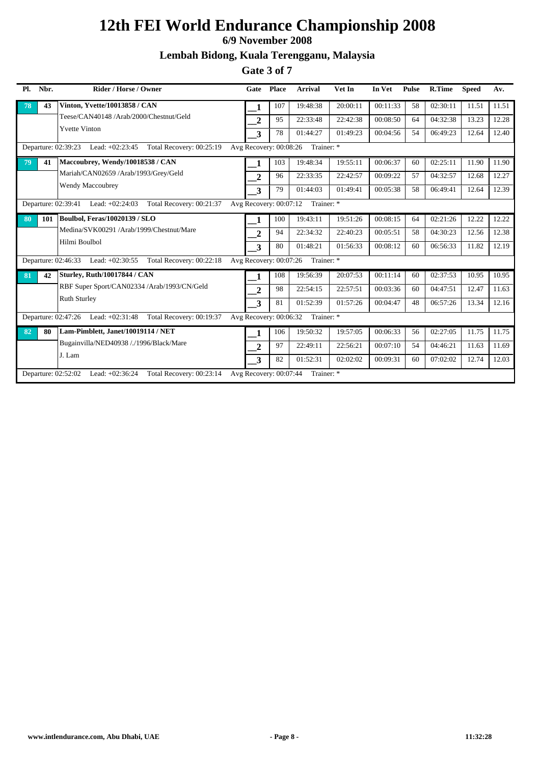# 12th FEI World Endurance Championship 2008

### 6/9 November 2008

### Lembah Bidong, Kuala Terengganu, Malaysia

### Gate 3 of 7

| Pl. | Nbr. | Rider / Horse / Owner | Gate | Place | Arrival | Vet In | In Vet | Pulse | R.Time | Speed | Av. |
|---|---|---|---|---|---|---|---|---|---|---|---|
| 78 | 43 | **Vinton, Yvette/10013858 / CAN** | 1 | 107 | 19:48:38 | 20:00:11 | 00:11:33 | 58 | 02:30:11 | 11.51 | 11.51 |
| | | Teese/CAN40148 /Arab/2000/Chestnut/Geld | 2 | 95 | 22:33:48 | 22:42:38 | 00:08:50 | 64 | 04:32:38 | 13.23 | 12.28 |
| | | Yvette Vinton | 3 | 78 | 01:44:27 | 01:49:23 | 00:04:56 | 54 | 06:49:23 | 12.64 | 12.40 |
| Departure: 02:39:23 | | Lead: +02:23:45 Total Recovery: 00:25:19 | Avg Recovery: 00:08:26 | | Trainer: * | | | | | | |
| 79 | 41 | **Maccoubrey, Wendy/10018538 / CAN** | 1 | 103 | 19:48:34 | 19:55:11 | 00:06:37 | 60 | 02:25:11 | 11.90 | 11.90 |
| | | Mariah/CAN02659 /Arab/1993/Grey/Geld | 2 | 96 | 22:33:35 | 22:42:57 | 00:09:22 | 57 | 04:32:57 | 12.68 | 12.27 |
| | | Wendy Maccoubrey | 3 | 79 | 01:44:03 | 01:49:41 | 00:05:38 | 58 | 06:49:41 | 12.64 | 12.39 |
| Departure: 02:39:41 | | Lead: +02:24:03 Total Recovery: 00:21:37 | Avg Recovery: 00:07:12 | | Trainer: * | | | | | | |
| 80 | 101 | **Boulbol, Feras/10020139 / SLO** | 1 | 100 | 19:43:11 | 19:51:26 | 00:08:15 | 64 | 02:21:26 | 12.22 | 12.22 |
| | | Medina/SVK00291 /Arab/1999/Chestnut/Mare | 2 | 94 | 22:34:32 | 22:40:23 | 00:05:51 | 58 | 04:30:23 | 12.56 | 12.38 |
| | | Hilmi Boulbol | 3 | 80 | 01:48:21 | 01:56:33 | 00:08:12 | 60 | 06:56:33 | 11.82 | 12.19 |
| Departure: 02:46:33 | | Lead: +02:30:55 Total Recovery: 00:22:18 | Avg Recovery: 00:07:26 | | Trainer: * | | | | | | |
| 81 | 42 | **Sturley, Ruth/10017844 / CAN** | 1 | 108 | 19:56:39 | 20:07:53 | 00:11:14 | 60 | 02:37:53 | 10.95 | 10.95 |
| | | RBF Super Sport/CAN02334 /Arab/1993/CN/Geld | 2 | 98 | 22:54:15 | 22:57:51 | 00:03:36 | 60 | 04:47:51 | 12.47 | 11.63 |
| | | Ruth Sturley | 3 | 81 | 01:52:39 | 01:57:26 | 00:04:47 | 48 | 06:57:26 | 13.34 | 12.16 |
| Departure: 02:47:26 | | Lead: +02:31:48 Total Recovery: 00:19:37 | Avg Recovery: 00:06:32 | | Trainer: * | | | | | | |
| 82 | 80 | **Lam-Pimblett, Janet/10019114 / NET** | 1 | 106 | 19:50:32 | 19:57:05 | 00:06:33 | 56 | 02:27:05 | 11.75 | 11.75 |
| | | Bugainvilla/NED40938 /./1996/Black/Mare | 2 | 97 | 22:49:11 | 22:56:21 | 00:07:10 | 54 | 04:46:21 | 11.63 | 11.69 |
| | | J. Lam | 3 | 82 | 01:52:31 | 02:02:02 | 00:09:31 | 60 | 07:02:02 | 12.74 | 12.03 |
| Departure: 02:52:02 | | Lead: +02:36:24 Total Recovery: 00:23:14 | Avg Recovery: 00:07:44 | | Trainer: * | | | | | | |

www.intlendurance.com, Abu Dhabi, UAE 11:32:28